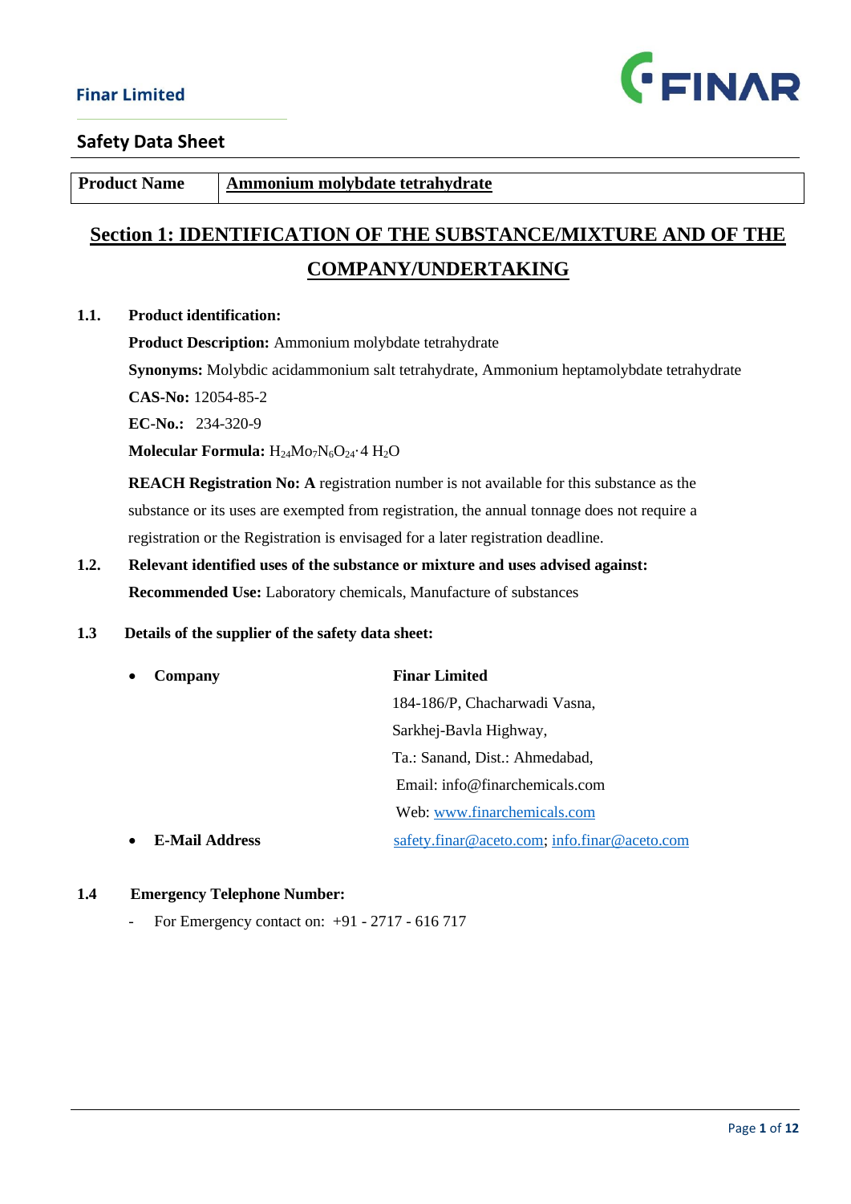Finar Limited

## Safety Data Sheet

| Product Name | Ammonium molybdate tetrahydrate |
|---|---|

# Section 1: IDENTIFICATION OF THE SUBSTANCE/MIXTURE AND OF THE COMPANY/UNDERTAKING

**1.1. Product identification:**

**Product Description:** Ammonium molybdate tetrahydrate

**Synonyms:** Molybdic acidammonium salt tetrahydrate, Ammonium heptamolybdate tetrahydrate

**CAS-No:** 12054-85-2

**EC-No.:** 234-320-9

**Molecular Formula:** $H_{24}Mo_7N_6O_{24} \cdot 4\ H_2O$

**REACH Registration No: A** registration number is not available for this substance as the substance or its uses are exempted from registration, the annual tonnage does not require a registration or the Registration is envisaged for a later registration deadline.

**1.2. Relevant identified uses of the substance or mixture and uses advised against:**

**Recommended Use:** Laboratory chemicals, Manufacture of substances

**1.3 Details of the supplier of the safety data sheet:**

- **Company** — **Finar Limited**
  184-186/P, Chacharwadi Vasna,
  Sarkhej-Bavla Highway,
  Ta.: Sanand, Dist.: Ahmedabad,
  Email: info@finarchemicals.com
  Web: www.finarchemicals.com
- **E-Mail Address** — safety.finar@aceto.com; info.finar@aceto.com

**1.4 Emergency Telephone Number:**

- For Emergency contact on: +91 - 2717 - 616 717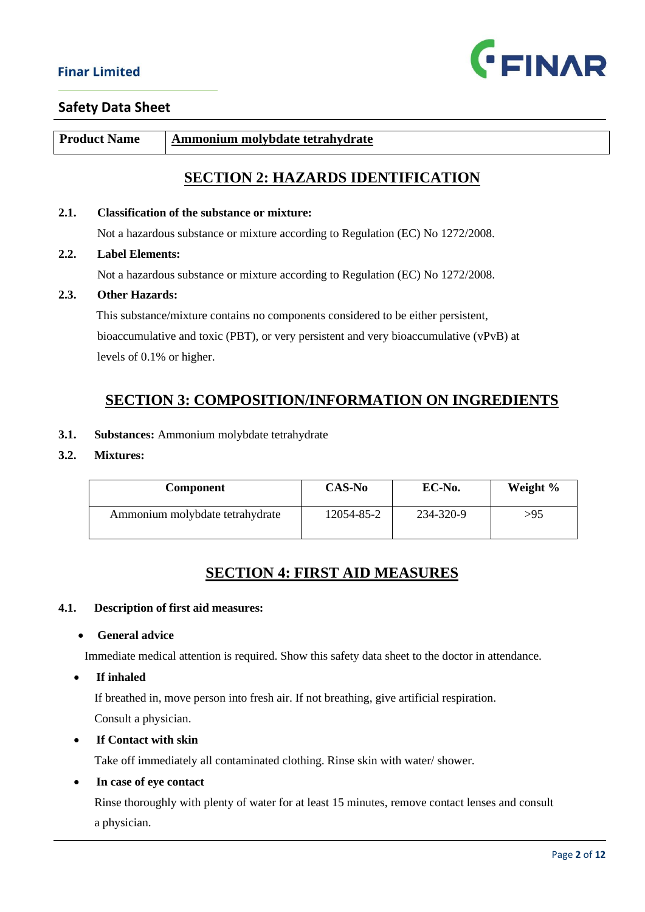| Product Name | Ammonium molybdate tetrahydrate |
|---|---|

## SECTION 2: HAZARDS IDENTIFICATION

**2.1. Classification of the substance or mixture:**

Not a hazardous substance or mixture according to Regulation (EC) No 1272/2008.

**2.2. Label Elements:**

Not a hazardous substance or mixture according to Regulation (EC) No 1272/2008.

**2.3. Other Hazards:**

This substance/mixture contains no components considered to be either persistent, bioaccumulative and toxic (PBT), or very persistent and very bioaccumulative (vPvB) at levels of 0.1% or higher.

## SECTION 3: COMPOSITION/INFORMATION ON INGREDIENTS

**3.1. Substances:** Ammonium molybdate tetrahydrate

**3.2. Mixtures:**

| Component | CAS-No | EC-No. | Weight % |
|---|---|---|---|
| Ammonium molybdate tetrahydrate | 12054-85-2 | 234-320-9 | >95 |

## SECTION 4: FIRST AID MEASURES

**4.1. Description of first aid measures:**

- **General advice**

  Immediate medical attention is required. Show this safety data sheet to the doctor in attendance.

- **If inhaled**

  If breathed in, move person into fresh air. If not breathing, give artificial respiration. Consult a physician.

- **If Contact with skin**

  Take off immediately all contaminated clothing. Rinse skin with water/ shower.

- **In case of eye contact**

  Rinse thoroughly with plenty of water for at least 15 minutes, remove contact lenses and consult a physician.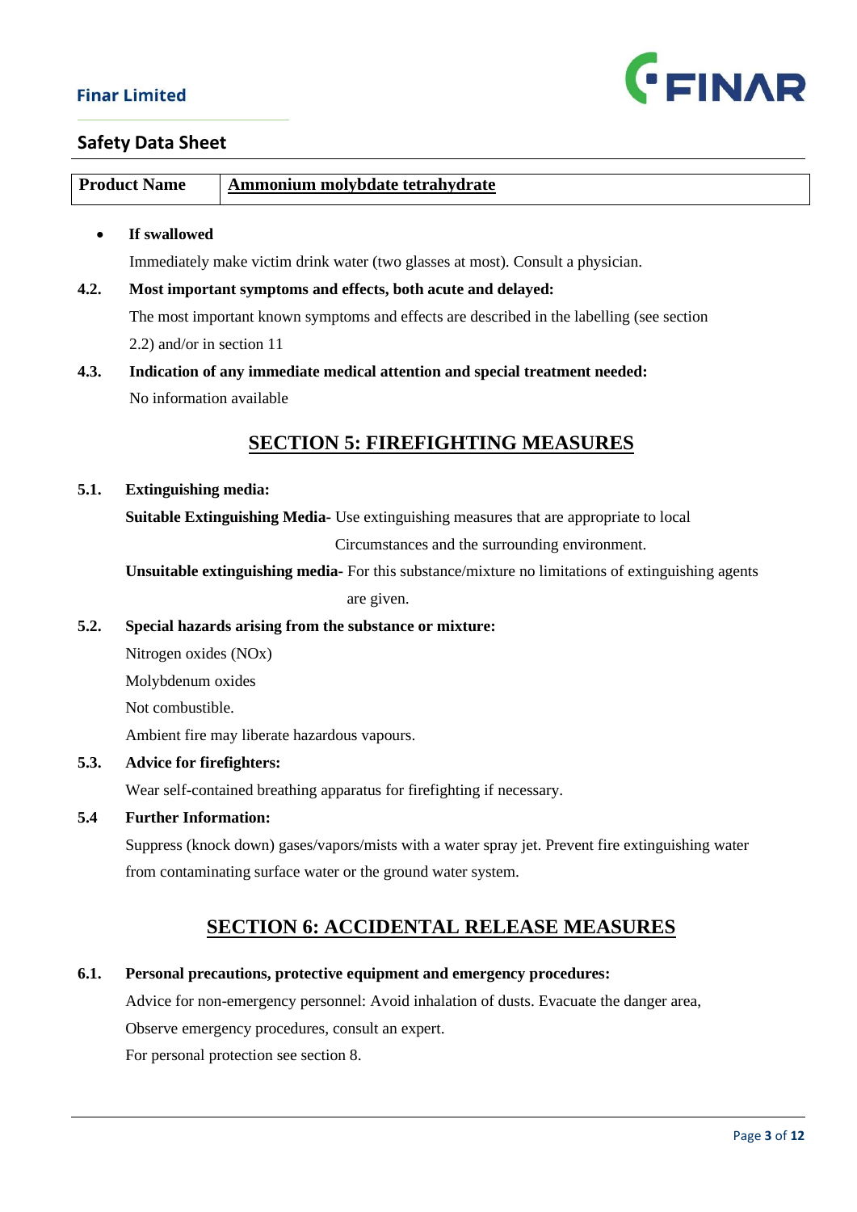| Product Name | Ammonium molybdate tetrahydrate |
|---|---|

- **If swallowed**

  Immediately make victim drink water (two glasses at most). Consult a physician.

**4.2. Most important symptoms and effects, both acute and delayed:**

The most important known symptoms and effects are described in the labelling (see section 2.2) and/or in section 11

**4.3. Indication of any immediate medical attention and special treatment needed:**

No information available

## SECTION 5: FIREFIGHTING MEASURES

**5.1. Extinguishing media:**

**Suitable Extinguishing Media-** Use extinguishing measures that are appropriate to local Circumstances and the surrounding environment.

**Unsuitable extinguishing media-** For this substance/mixture no limitations of extinguishing agents are given.

**5.2. Special hazards arising from the substance or mixture:**

Nitrogen oxides (NOx)

Molybdenum oxides

Not combustible.

Ambient fire may liberate hazardous vapours.

**5.3. Advice for firefighters:**

Wear self-contained breathing apparatus for firefighting if necessary.

**5.4 Further Information:**

Suppress (knock down) gases/vapors/mists with a water spray jet. Prevent fire extinguishing water from contaminating surface water or the ground water system.

## SECTION 6: ACCIDENTAL RELEASE MEASURES

**6.1. Personal precautions, protective equipment and emergency procedures:**

Advice for non-emergency personnel: Avoid inhalation of dusts. Evacuate the danger area, Observe emergency procedures, consult an expert.

For personal protection see section 8.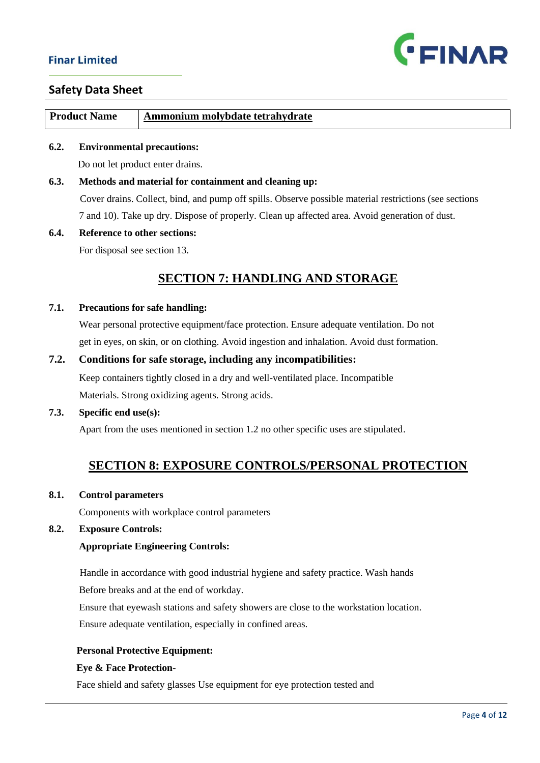| Product Name | Ammonium molybdate tetrahydrate |
|---|---|

**6.2. Environmental precautions:**

Do not let product enter drains.

**6.3. Methods and material for containment and cleaning up:**

Cover drains. Collect, bind, and pump off spills. Observe possible material restrictions (see sections 7 and 10). Take up dry. Dispose of properly. Clean up affected area. Avoid generation of dust.

**6.4. Reference to other sections:**

For disposal see section 13.

## SECTION 7: HANDLING AND STORAGE

**7.1. Precautions for safe handling:**

Wear personal protective equipment/face protection. Ensure adequate ventilation. Do not get in eyes, on skin, or on clothing. Avoid ingestion and inhalation. Avoid dust formation.

**7.2. Conditions for safe storage, including any incompatibilities:**

Keep containers tightly closed in a dry and well-ventilated place. Incompatible Materials. Strong oxidizing agents. Strong acids.

**7.3. Specific end use(s):**

Apart from the uses mentioned in section 1.2 no other specific uses are stipulated.

## SECTION 8: EXPOSURE CONTROLS/PERSONAL PROTECTION

**8.1. Control parameters**

Components with workplace control parameters

**8.2. Exposure Controls:**

**Appropriate Engineering Controls:**

Handle in accordance with good industrial hygiene and safety practice. Wash hands Before breaks and at the end of workday.

Ensure that eyewash stations and safety showers are close to the workstation location.

Ensure adequate ventilation, especially in confined areas.

**Personal Protective Equipment:**

**Eye & Face Protection**-

Face shield and safety glasses Use equipment for eye protection tested and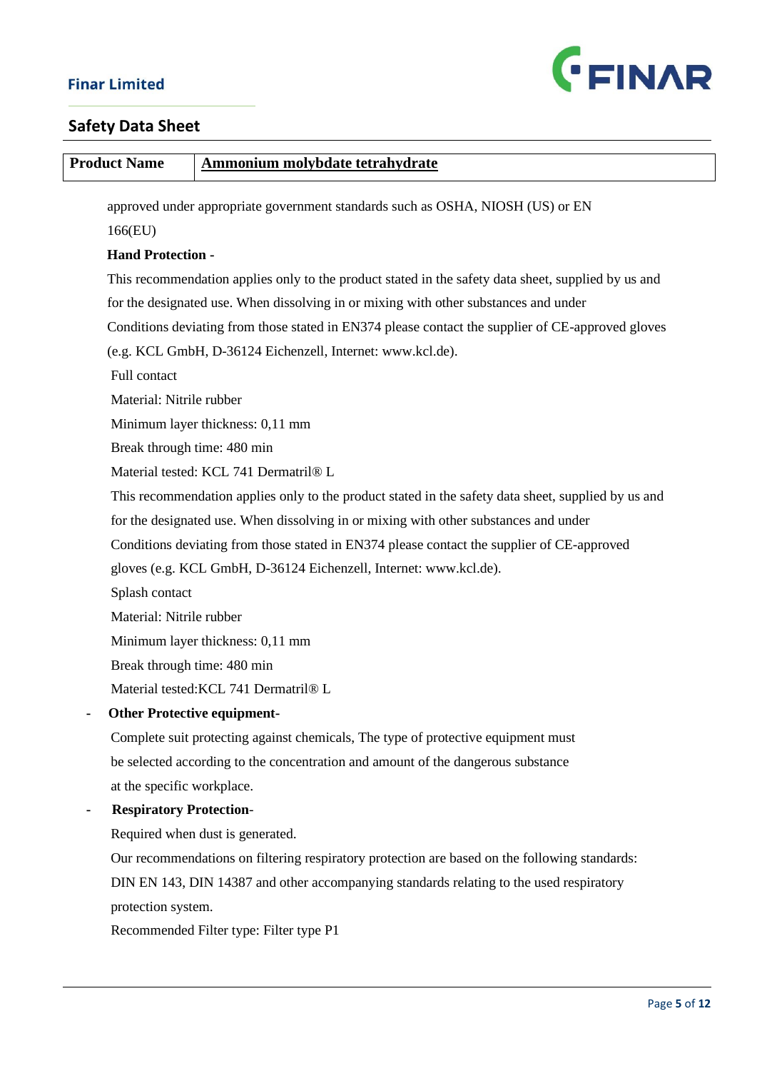| Product Name | Ammonium molybdate tetrahydrate |
|---|---|

approved under appropriate government standards such as OSHA, NIOSH (US) or EN 166(EU)

**Hand Protection -**

This recommendation applies only to the product stated in the safety data sheet, supplied by us and for the designated use. When dissolving in or mixing with other substances and under Conditions deviating from those stated in EN374 please contact the supplier of CE-approved gloves (e.g. KCL GmbH, D-36124 Eichenzell, Internet: www.kcl.de).

Full contact

Material: Nitrile rubber

Minimum layer thickness: 0,11 mm

Break through time: 480 min

Material tested: KCL 741 Dermatril® L

This recommendation applies only to the product stated in the safety data sheet, supplied by us and for the designated use. When dissolving in or mixing with other substances and under Conditions deviating from those stated in EN374 please contact the supplier of CE-approved gloves (e.g. KCL GmbH, D-36124 Eichenzell, Internet: www.kcl.de).

Splash contact

Material: Nitrile rubber

Minimum layer thickness: 0,11 mm

Break through time: 480 min

Material tested:KCL 741 Dermatril® L

- **Other Protective equipment-**

  Complete suit protecting against chemicals, The type of protective equipment must be selected according to the concentration and amount of the dangerous substance at the specific workplace.

- **Respiratory Protection-**

  Required when dust is generated.

  Our recommendations on filtering respiratory protection are based on the following standards: DIN EN 143, DIN 14387 and other accompanying standards relating to the used respiratory protection system.

  Recommended Filter type: Filter type P1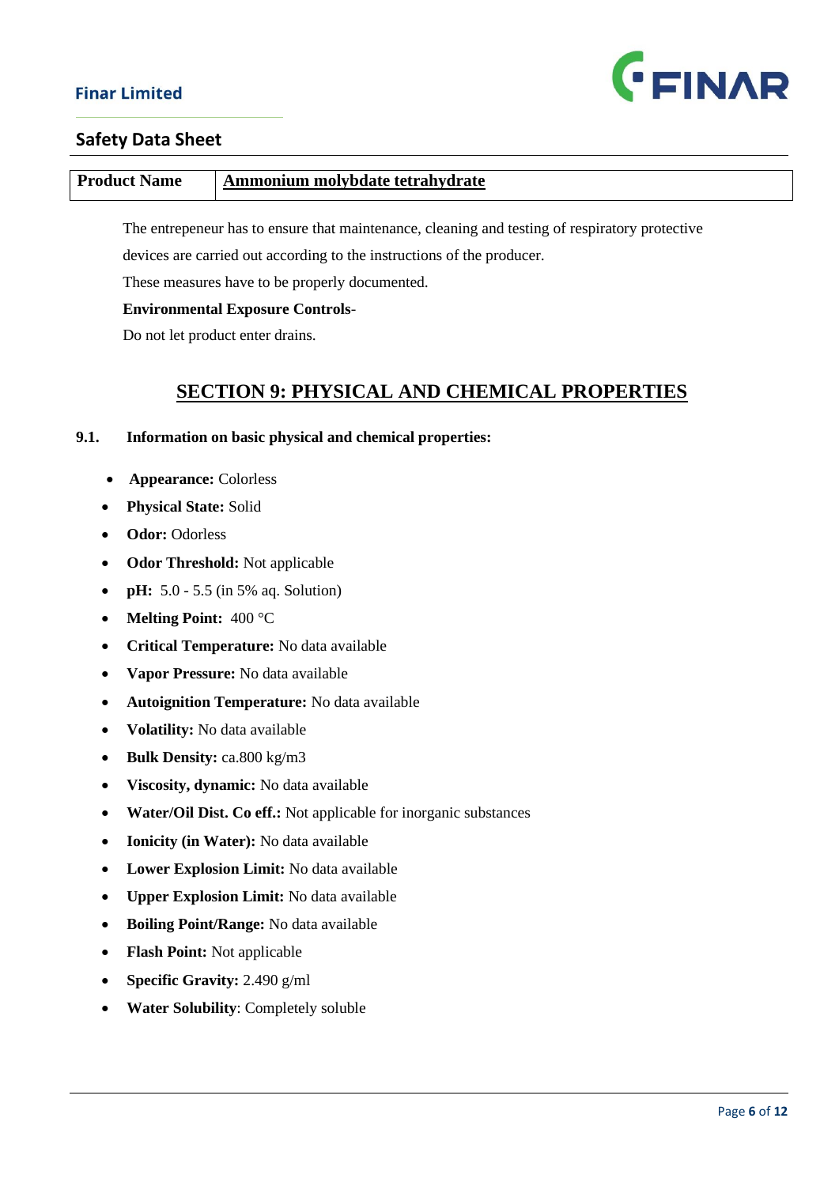| Product Name | Ammonium molybdate tetrahydrate |
|---|---|

The entrepeneur has to ensure that maintenance, cleaning and testing of respiratory protective devices are carried out according to the instructions of the producer.

These measures have to be properly documented.

**Environmental Exposure Controls**-

Do not let product enter drains.

## SECTION 9: PHYSICAL AND CHEMICAL PROPERTIES

### 9.1. Information on basic physical and chemical properties:

- **Appearance:** Colorless
- **Physical State:** Solid
- **Odor:** Odorless
- **Odor Threshold:** Not applicable
- **pH:** 5.0 - 5.5 (in 5% aq. Solution)
- **Melting Point:** 400 °C
- **Critical Temperature:** No data available
- **Vapor Pressure:** No data available
- **Autoignition Temperature:** No data available
- **Volatility:** No data available
- **Bulk Density:** ca.800 kg/m3
- **Viscosity, dynamic:** No data available
- **Water/Oil Dist. Co eff.:** Not applicable for inorganic substances
- **Ionicity (in Water):** No data available
- **Lower Explosion Limit:** No data available
- **Upper Explosion Limit:** No data available
- **Boiling Point/Range:** No data available
- **Flash Point:** Not applicable
- **Specific Gravity:** 2.490 g/ml
- **Water Solubility**: Completely soluble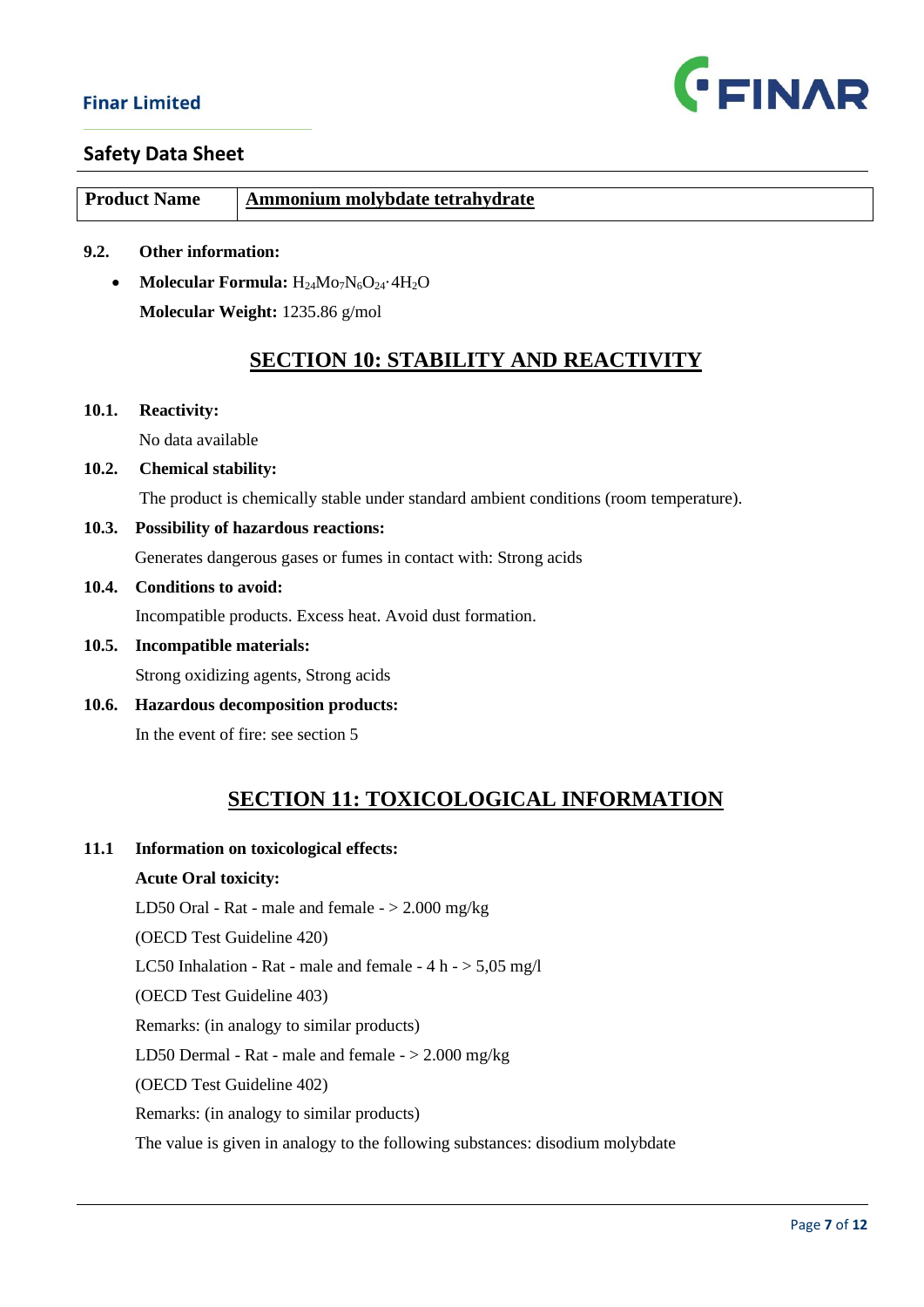| Product Name | Ammonium molybdate tetrahydrate |
|---|---|

**9.2. Other information:**

- **Molecular Formula:** $H_{24}Mo_7N_6O_{24}\cdot 4H_2O$

  **Molecular Weight:** 1235.86 g/mol

## SECTION 10: STABILITY AND REACTIVITY

**10.1. Reactivity:**

No data available

**10.2. Chemical stability:**

The product is chemically stable under standard ambient conditions (room temperature).

**10.3. Possibility of hazardous reactions:**

Generates dangerous gases or fumes in contact with: Strong acids

**10.4. Conditions to avoid:**

Incompatible products. Excess heat. Avoid dust formation.

**10.5. Incompatible materials:**

Strong oxidizing agents, Strong acids

**10.6. Hazardous decomposition products:**

In the event of fire: see section 5

## SECTION 11: TOXICOLOGICAL INFORMATION

**11.1 Information on toxicological effects:**

**Acute Oral toxicity:**

LD50 Oral - Rat - male and female - > 2.000 mg/kg

(OECD Test Guideline 420)

LC50 Inhalation - Rat - male and female - 4 h - > 5,05 mg/l

(OECD Test Guideline 403)

Remarks: (in analogy to similar products)

LD50 Dermal - Rat - male and female - > 2.000 mg/kg

(OECD Test Guideline 402)

Remarks: (in analogy to similar products)

The value is given in analogy to the following substances: disodium molybdate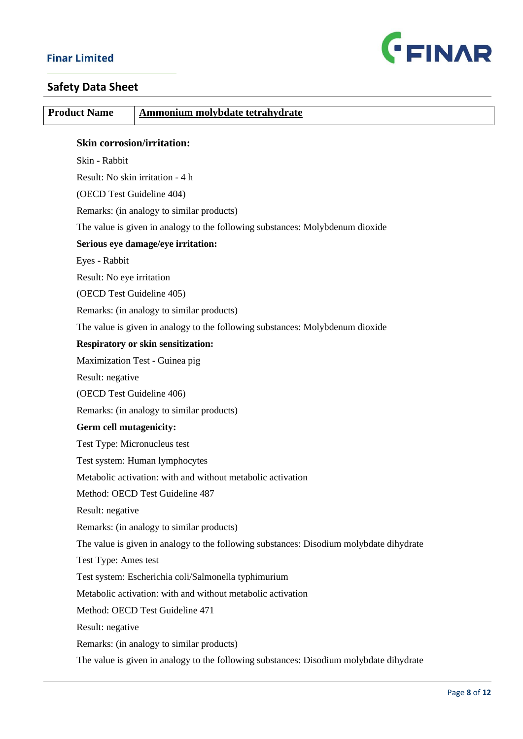| Product Name | Ammonium molybdate tetrahydrate |
|---|---|

**Skin corrosion/irritation:**

Skin - Rabbit

Result: No skin irritation - 4 h

(OECD Test Guideline 404)

Remarks: (in analogy to similar products)

The value is given in analogy to the following substances: Molybdenum dioxide

**Serious eye damage/eye irritation:**

Eyes - Rabbit

Result: No eye irritation

(OECD Test Guideline 405)

Remarks: (in analogy to similar products)

The value is given in analogy to the following substances: Molybdenum dioxide

**Respiratory or skin sensitization:**

Maximization Test - Guinea pig

Result: negative

(OECD Test Guideline 406)

Remarks: (in analogy to similar products)

**Germ cell mutagenicity:**

Test Type: Micronucleus test

Test system: Human lymphocytes

Metabolic activation: with and without metabolic activation

Method: OECD Test Guideline 487

Result: negative

Remarks: (in analogy to similar products)

The value is given in analogy to the following substances: Disodium molybdate dihydrate

Test Type: Ames test

Test system: Escherichia coli/Salmonella typhimurium

Metabolic activation: with and without metabolic activation

Method: OECD Test Guideline 471

Result: negative

Remarks: (in analogy to similar products)

The value is given in analogy to the following substances: Disodium molybdate dihydrate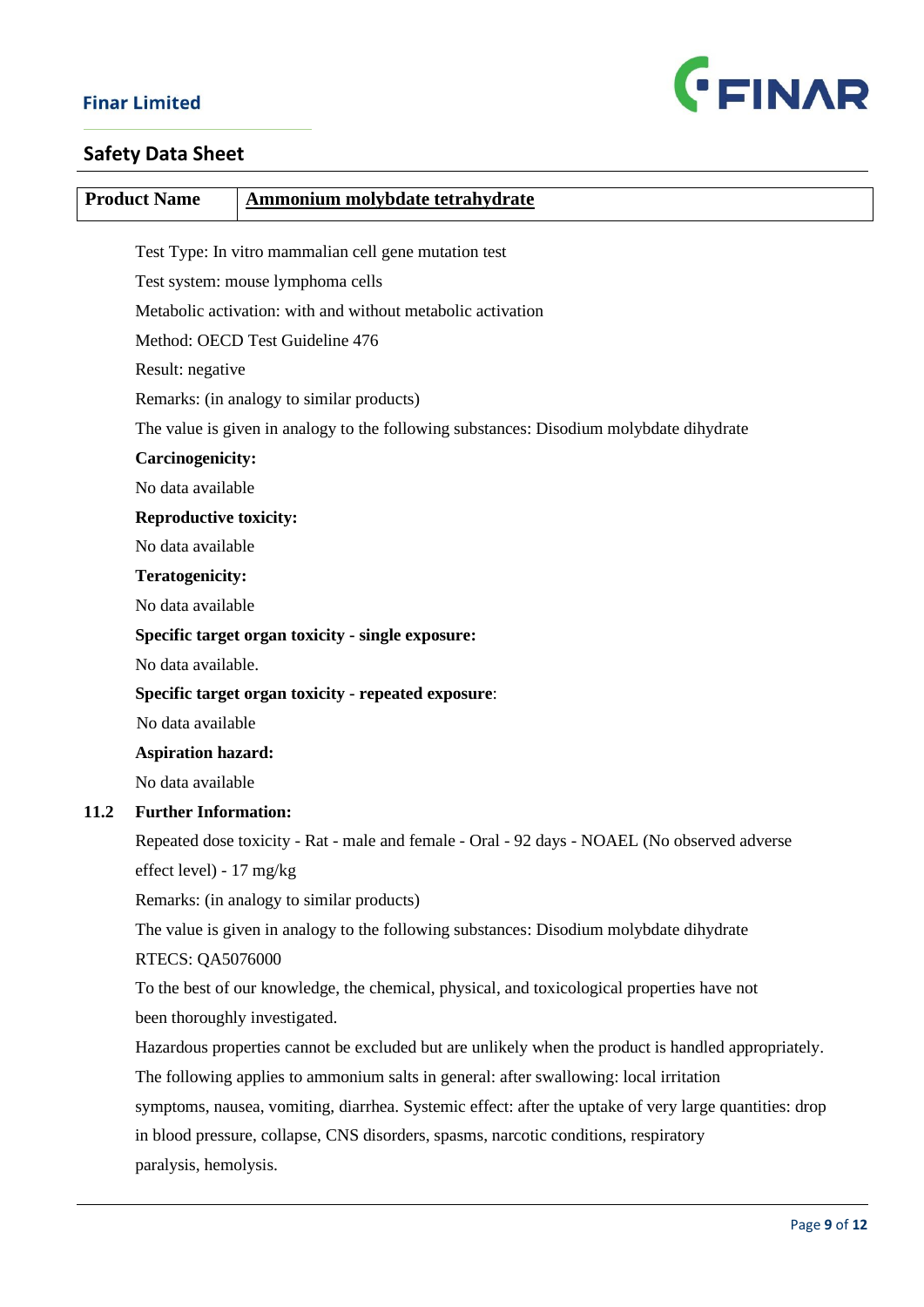| Product Name | Ammonium molybdate tetrahydrate |
|---|---|

Test Type: In vitro mammalian cell gene mutation test

Test system: mouse lymphoma cells

Metabolic activation: with and without metabolic activation

Method: OECD Test Guideline 476

Result: negative

Remarks: (in analogy to similar products)

The value is given in analogy to the following substances: Disodium molybdate dihydrate

**Carcinogenicity:**

No data available

**Reproductive toxicity:**

No data available

**Teratogenicity:**

No data available

**Specific target organ toxicity - single exposure:**

No data available.

**Specific target organ toxicity - repeated exposure**:

No data available

**Aspiration hazard:**

No data available

**11.2 Further Information:**

Repeated dose toxicity - Rat - male and female - Oral - 92 days - NOAEL (No observed adverse effect level) - 17 mg/kg

Remarks: (in analogy to similar products)

The value is given in analogy to the following substances: Disodium molybdate dihydrate

RTECS: QA5076000

To the best of our knowledge, the chemical, physical, and toxicological properties have not been thoroughly investigated.

Hazardous properties cannot be excluded but are unlikely when the product is handled appropriately.

The following applies to ammonium salts in general: after swallowing: local irritation symptoms, nausea, vomiting, diarrhea. Systemic effect: after the uptake of very large quantities: drop in blood pressure, collapse, CNS disorders, spasms, narcotic conditions, respiratory paralysis, hemolysis.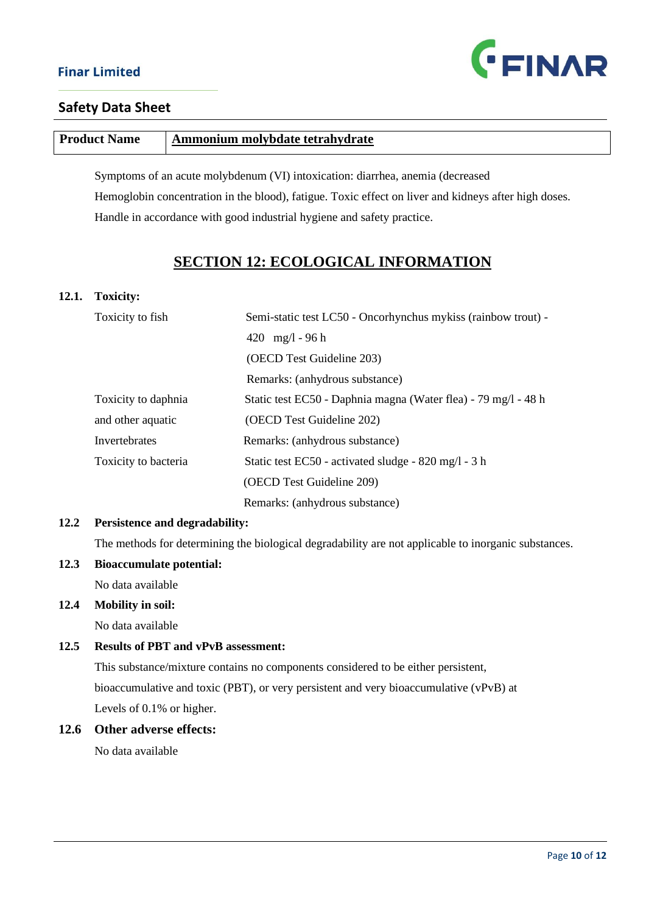| Product Name | Ammonium molybdate tetrahydrate |
|---|---|

Symptoms of an acute molybdenum (VI) intoxication: diarrhea, anemia (decreased Hemoglobin concentration in the blood), fatigue. Toxic effect on liver and kidneys after high doses. Handle in accordance with good industrial hygiene and safety practice.

## SECTION 12: ECOLOGICAL INFORMATION

**12.1. Toxicity:**

| | |
|---|---|
| Toxicity to fish | Semi-static test LC50 - Oncorhynchus mykiss (rainbow trout) - 420 mg/l - 96 h (OECD Test Guideline 203) Remarks: (anhydrous substance) |
| Toxicity to daphnia and other aquatic Invertebrates | Static test EC50 - Daphnia magna (Water flea) - 79 mg/l - 48 h (OECD Test Guideline 202) Remarks: (anhydrous substance) |
| Toxicity to bacteria | Static test EC50 - activated sludge - 820 mg/l - 3 h (OECD Test Guideline 209) Remarks: (anhydrous substance) |

**12.2 Persistence and degradability:**

The methods for determining the biological degradability are not applicable to inorganic substances.

**12.3 Bioaccumulate potential:**

No data available

**12.4 Mobility in soil:**

No data available

**12.5 Results of PBT and vPvB assessment:**

This substance/mixture contains no components considered to be either persistent, bioaccumulative and toxic (PBT), or very persistent and very bioaccumulative (vPvB) at Levels of 0.1% or higher.

**12.6 Other adverse effects:**

No data available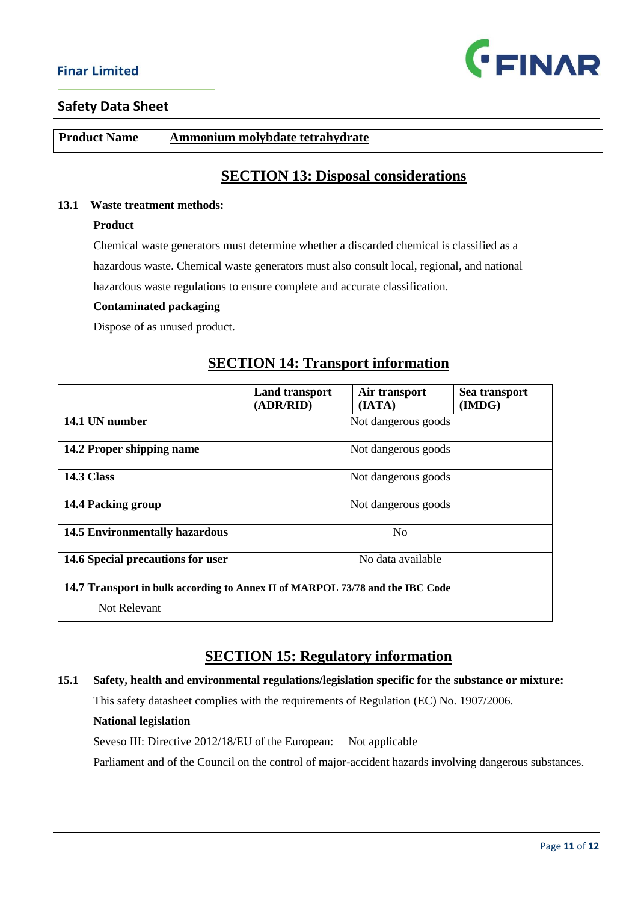| Product Name | Ammonium molybdate tetrahydrate |
|---|---|

## SECTION 13: Disposal considerations

**13.1 Waste treatment methods:**

**Product**

Chemical waste generators must determine whether a discarded chemical is classified as a hazardous waste. Chemical waste generators must also consult local, regional, and national hazardous waste regulations to ensure complete and accurate classification.

**Contaminated packaging**

Dispose of as unused product.

## SECTION 14: Transport information

| | Land transport (ADR/RID) | Air transport (IATA) | Sea transport (IMDG) |
|---|---|---|---|
| **14.1 UN number** | Not dangerous goods | | |
| **14.2 Proper shipping name** | Not dangerous goods | | |
| **14.3 Class** | Not dangerous goods | | |
| **14.4 Packing group** | Not dangerous goods | | |
| **14.5 Environmentally hazardous** | No | | |
| **14.6 Special precautions for user** | No data available | | |
| **14.7 Transport in bulk according to Annex II of MARPOL 73/78 and the IBC Code** Not Relevant | | | |

## SECTION 15: Regulatory information

**15.1 Safety, health and environmental regulations/legislation specific for the substance or mixture:**

This safety datasheet complies with the requirements of Regulation (EC) No. 1907/2006.

**National legislation**

Seveso III: Directive 2012/18/EU of the European: Not applicable

Parliament and of the Council on the control of major-accident hazards involving dangerous substances.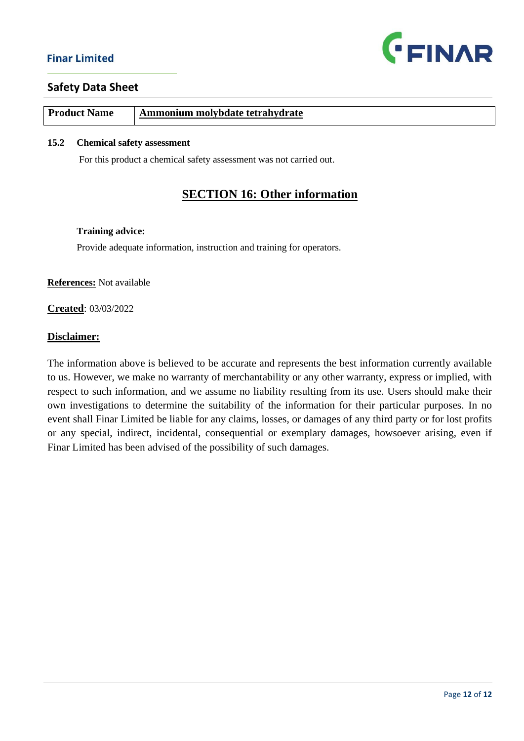| Product Name | Ammonium molybdate tetrahydrate |
| --- | --- |

**15.2 Chemical safety assessment**

For this product a chemical safety assessment was not carried out.

## SECTION 16: Other information

**Training advice:**

Provide adequate information, instruction and training for operators.

**References:** Not available

**Created**: 03/03/2022

**Disclaimer:**

The information above is believed to be accurate and represents the best information currently available to us. However, we make no warranty of merchantability or any other warranty, express or implied, with respect to such information, and we assume no liability resulting from its use. Users should make their own investigations to determine the suitability of the information for their particular purposes. In no event shall Finar Limited be liable for any claims, losses, or damages of any third party or for lost profits or any special, indirect, incidental, consequential or exemplary damages, howsoever arising, even if Finar Limited has been advised of the possibility of such damages.